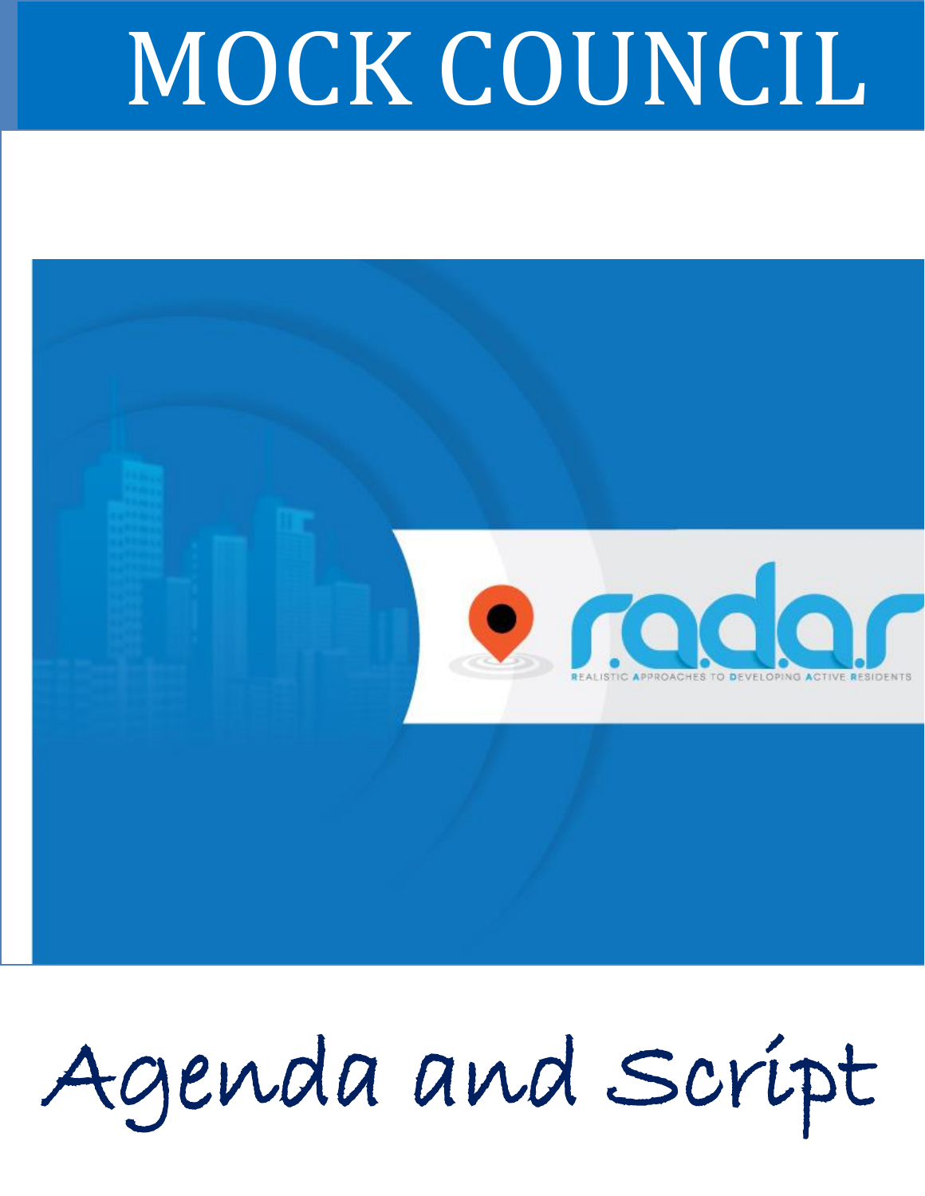# MOCK COUNCIL

r.a.d.a.r

REALISTIC APPROACHES TO DEVELOPING ACTIVE RESIDENTS

# Agenda and Script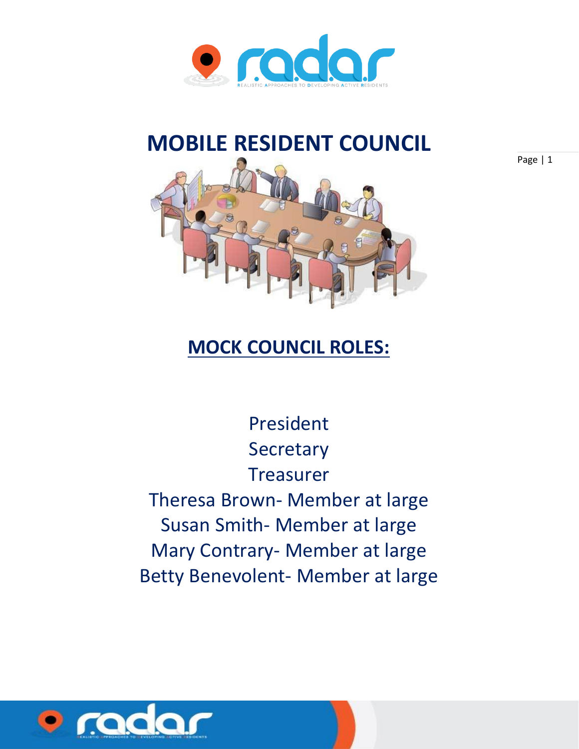# MOBILE RESIDENT COUNCIL

## MOCK COUNCIL ROLES:

President
Secretary
Treasurer
Theresa Brown- Member at large
Susan Smith- Member at large
Mary Contrary- Member at large
Betty Benevolent- Member at large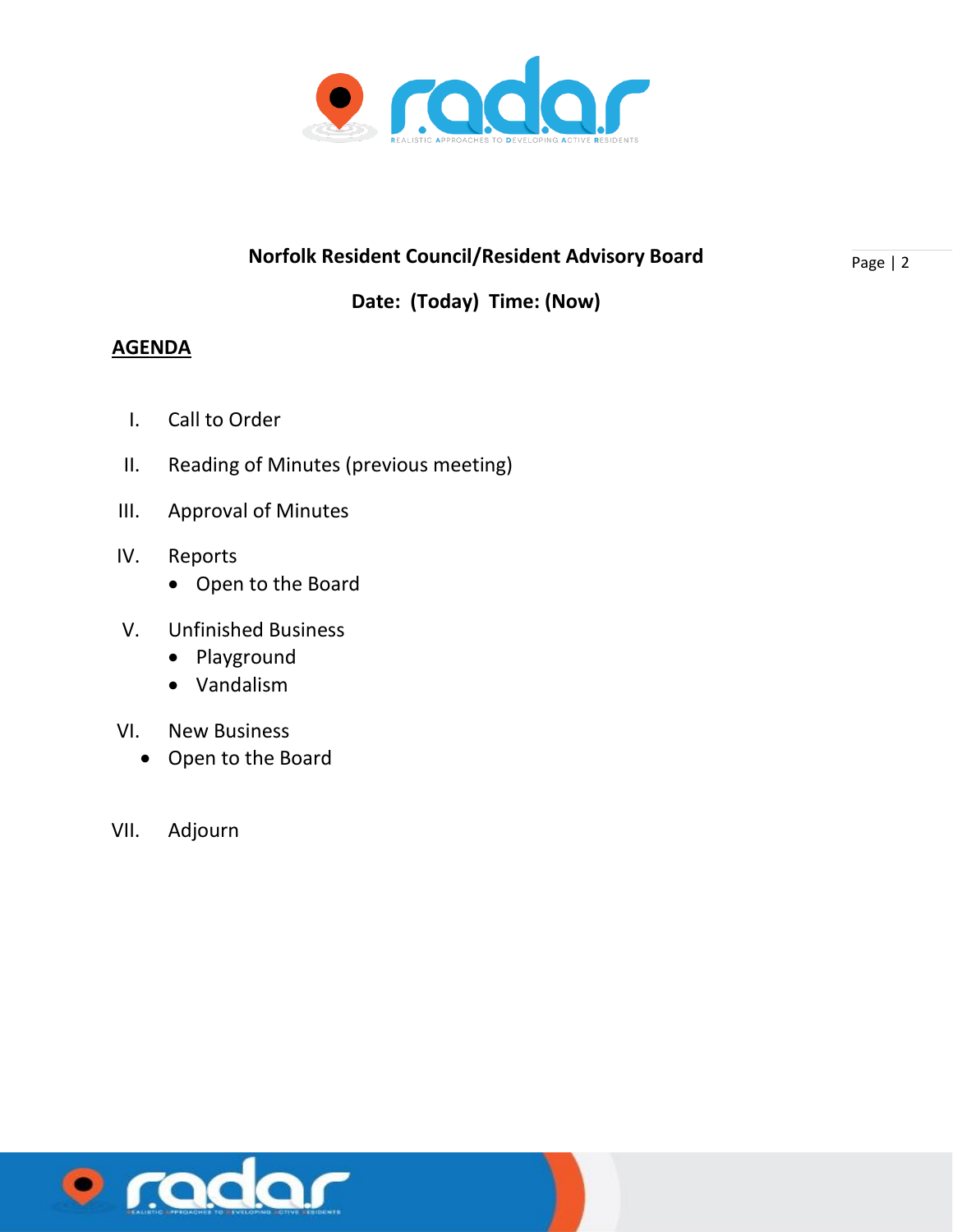**Norfolk Resident Council/Resident Advisory Board**

**Date: (Today) Time: (Now)**

**AGENDA**

I. Call to Order

II. Reading of Minutes (previous meeting)

III. Approval of Minutes

IV. Reports
   - Open to the Board

V. Unfinished Business
   - Playground
   - Vandalism

VI. New Business
   - Open to the Board

VII. Adjourn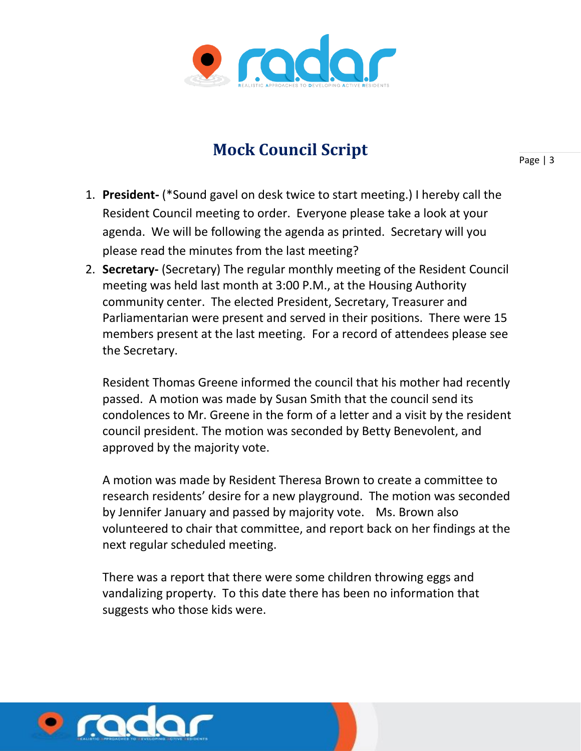# Mock Council Script

1. **President-** (*Sound gavel on desk twice to start meeting.) I hereby call the Resident Council meeting to order. Everyone please take a look at your agenda. We will be following the agenda as printed. Secretary will you please read the minutes from the last meeting?
2. **Secretary-** (Secretary) The regular monthly meeting of the Resident Council meeting was held last month at 3:00 P.M., at the Housing Authority community center. The elected President, Secretary, Treasurer and Parliamentarian were present and served in their positions. There were 15 members present at the last meeting. For a record of attendees please see the Secretary.

   Resident Thomas Greene informed the council that his mother had recently passed. A motion was made by Susan Smith that the council send its condolences to Mr. Greene in the form of a letter and a visit by the resident council president. The motion was seconded by Betty Benevolent, and approved by the majority vote.

   A motion was made by Resident Theresa Brown to create a committee to research residents' desire for a new playground. The motion was seconded by Jennifer January and passed by majority vote. Ms. Brown also volunteered to chair that committee, and report back on her findings at the next regular scheduled meeting.

   There was a report that there were some children throwing eggs and vandalizing property. To this date there has been no information that suggests who those kids were.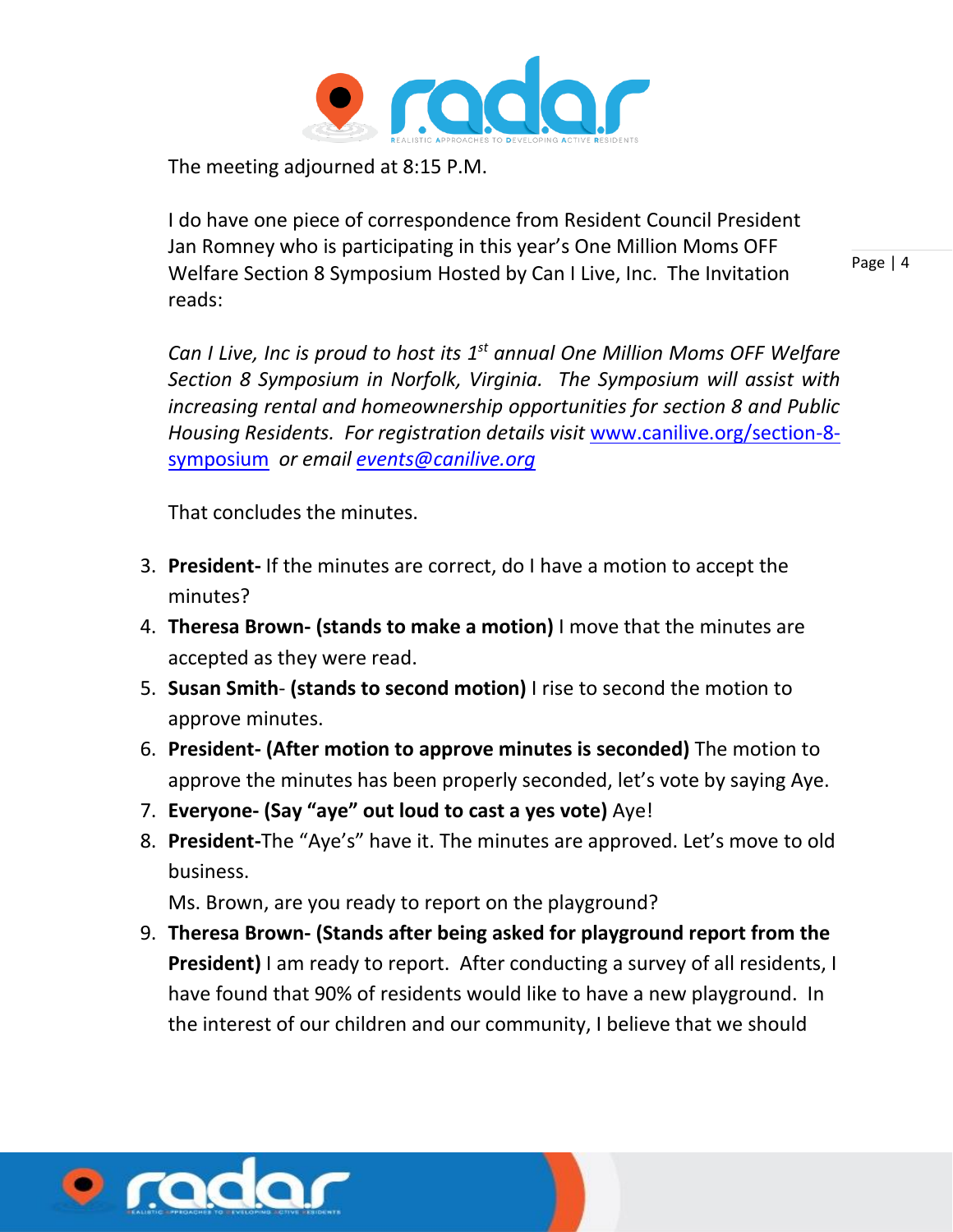The meeting adjourned at 8:15 P.M.

I do have one piece of correspondence from Resident Council President Jan Romney who is participating in this year's One Million Moms OFF Welfare Section 8 Symposium Hosted by Can I Live, Inc. The Invitation reads:

*Can I Live, Inc is proud to host its 1st annual One Million Moms OFF Welfare Section 8 Symposium in Norfolk, Virginia. The Symposium will assist with increasing rental and homeownership opportunities for section 8 and Public Housing Residents. For registration details visit* www.canilive.org/section-8-symposium *or email events@canilive.org*

That concludes the minutes.

3. **President-** If the minutes are correct, do I have a motion to accept the minutes?
4. **Theresa Brown- (stands to make a motion)** I move that the minutes are accepted as they were read.
5. **Susan Smith- (stands to second motion)** I rise to second the motion to approve minutes.
6. **President- (After motion to approve minutes is seconded)** The motion to approve the minutes has been properly seconded, let's vote by saying Aye.
7. **Everyone- (Say "aye" out loud to cast a yes vote)** Aye!
8. **President-**The "Aye's" have it. The minutes are approved. Let's move to old business.
   Ms. Brown, are you ready to report on the playground?
9. **Theresa Brown- (Stands after being asked for playground report from the President)** I am ready to report. After conducting a survey of all residents, I have found that 90% of residents would like to have a new playground. In the interest of our children and our community, I believe that we should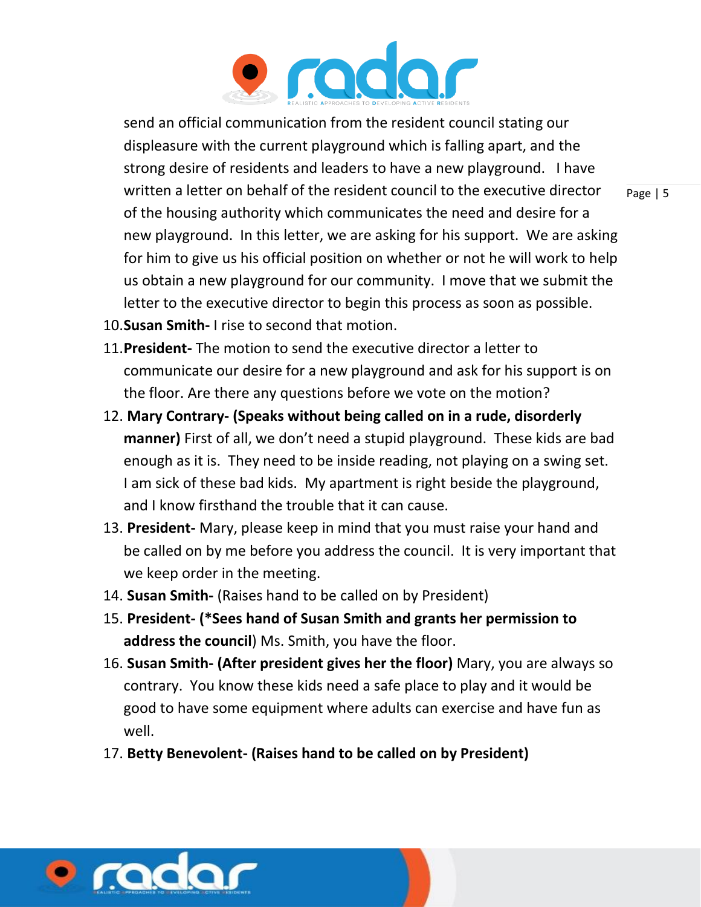send an official communication from the resident council stating our displeasure with the current playground which is falling apart, and the strong desire of residents and leaders to have a new playground. I have written a letter on behalf of the resident council to the executive director of the housing authority which communicates the need and desire for a new playground. In this letter, we are asking for his support. We are asking for him to give us his official position on whether or not he will work to help us obtain a new playground for our community. I move that we submit the letter to the executive director to begin this process as soon as possible.

10. **Susan Smith-** I rise to second that motion.
11. **President-** The motion to send the executive director a letter to communicate our desire for a new playground and ask for his support is on the floor. Are there any questions before we vote on the motion?
12. **Mary Contrary- (Speaks without being called on in a rude, disorderly manner)** First of all, we don't need a stupid playground. These kids are bad enough as it is. They need to be inside reading, not playing on a swing set. I am sick of these bad kids. My apartment is right beside the playground, and I know firsthand the trouble that it can cause.
13. **President-** Mary, please keep in mind that you must raise your hand and be called on by me before you address the council. It is very important that we keep order in the meeting.
14. **Susan Smith-** (Raises hand to be called on by President)
15. **President- (*Sees hand of Susan Smith and grants her permission to address the council**) Ms. Smith, you have the floor.
16. **Susan Smith- (After president gives her the floor)** Mary, you are always so contrary. You know these kids need a safe place to play and it would be good to have some equipment where adults can exercise and have fun as well.
17. **Betty Benevolent- (Raises hand to be called on by President)**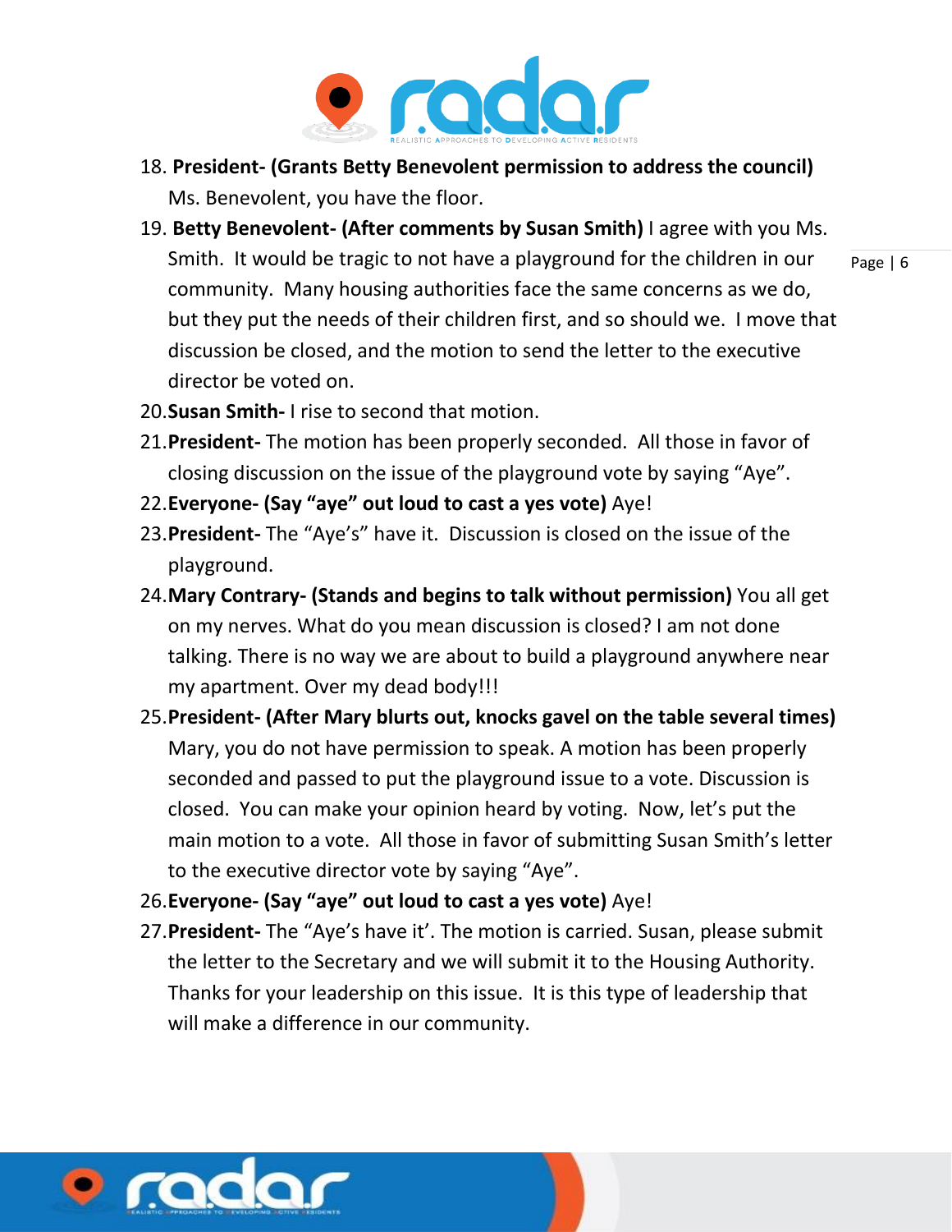18. **President- (Grants Betty Benevolent permission to address the council)** Ms. Benevolent, you have the floor.
19. **Betty Benevolent- (After comments by Susan Smith)** I agree with you Ms. Smith. It would be tragic to not have a playground for the children in our community. Many housing authorities face the same concerns as we do, but they put the needs of their children first, and so should we. I move that discussion be closed, and the motion to send the letter to the executive director be voted on.
20. **Susan Smith-** I rise to second that motion.
21. **President-** The motion has been properly seconded. All those in favor of closing discussion on the issue of the playground vote by saying "Aye".
22. **Everyone- (Say "aye" out loud to cast a yes vote)** Aye!
23. **President-** The "Aye's" have it. Discussion is closed on the issue of the playground.
24. **Mary Contrary- (Stands and begins to talk without permission)** You all get on my nerves. What do you mean discussion is closed? I am not done talking. There is no way we are about to build a playground anywhere near my apartment. Over my dead body!!!
25. **President- (After Mary blurts out, knocks gavel on the table several times)** Mary, you do not have permission to speak. A motion has been properly seconded and passed to put the playground issue to a vote. Discussion is closed. You can make your opinion heard by voting. Now, let's put the main motion to a vote. All those in favor of submitting Susan Smith's letter to the executive director vote by saying "Aye".
26. **Everyone- (Say "aye" out loud to cast a yes vote)** Aye!
27. **President-** The "Aye's have it'. The motion is carried. Susan, please submit the letter to the Secretary and we will submit it to the Housing Authority. Thanks for your leadership on this issue. It is this type of leadership that will make a difference in our community.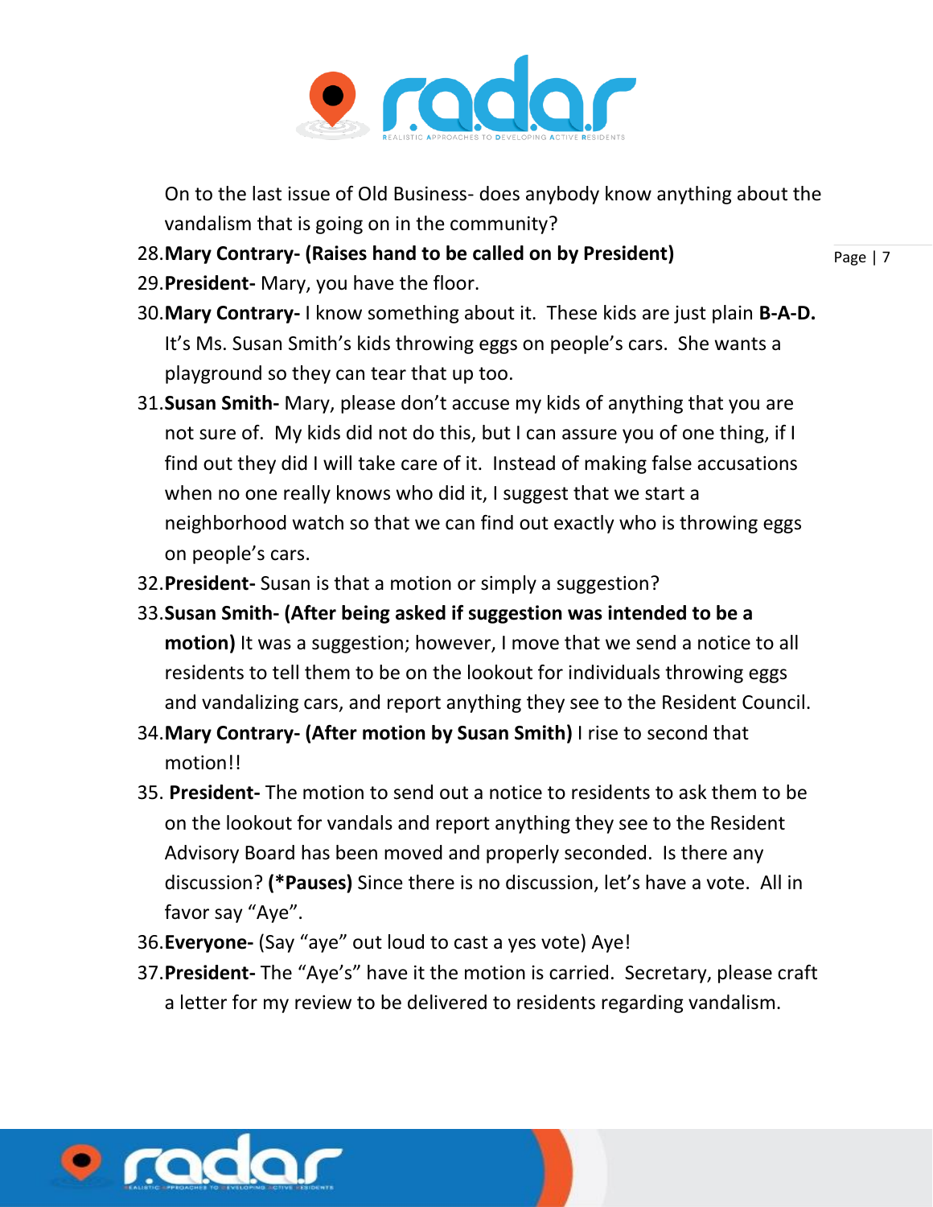On to the last issue of Old Business- does anybody know anything about the vandalism that is going on in the community?

28. **Mary Contrary- (Raises hand to be called on by President)**
29. **President-** Mary, you have the floor.
30. **Mary Contrary-** I know something about it. These kids are just plain **B-A-D.** It's Ms. Susan Smith's kids throwing eggs on people's cars. She wants a playground so they can tear that up too.
31. **Susan Smith-** Mary, please don't accuse my kids of anything that you are not sure of. My kids did not do this, but I can assure you of one thing, if I find out they did I will take care of it. Instead of making false accusations when no one really knows who did it, I suggest that we start a neighborhood watch so that we can find out exactly who is throwing eggs on people's cars.
32. **President-** Susan is that a motion or simply a suggestion?
33. **Susan Smith- (After being asked if suggestion was intended to be a motion)** It was a suggestion; however, I move that we send a notice to all residents to tell them to be on the lookout for individuals throwing eggs and vandalizing cars, and report anything they see to the Resident Council.
34. **Mary Contrary- (After motion by Susan Smith)** I rise to second that motion!!
35. **President-** The motion to send out a notice to residents to ask them to be on the lookout for vandals and report anything they see to the Resident Advisory Board has been moved and properly seconded. Is there any discussion? **(*Pauses)** Since there is no discussion, let's have a vote. All in favor say "Aye".
36. **Everyone-** (Say "aye" out loud to cast a yes vote) Aye!
37. **President-** The "Aye's" have it the motion is carried. Secretary, please craft a letter for my review to be delivered to residents regarding vandalism.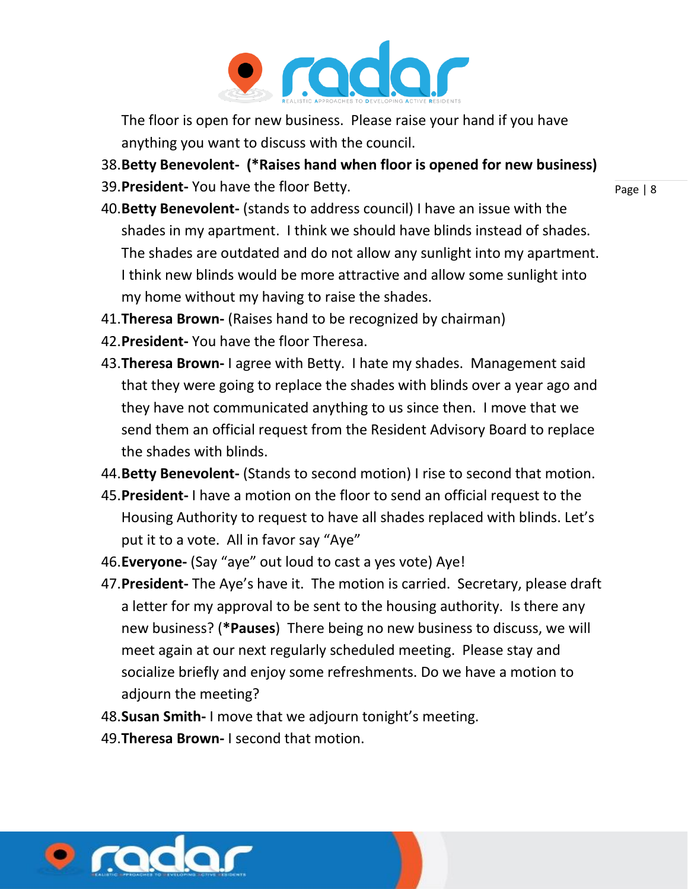The floor is open for new business. Please raise your hand if you have anything you want to discuss with the council.

38. **Betty Benevolent- (*Raises hand when floor is opened for new business)**
39. **President-** You have the floor Betty.
40. **Betty Benevolent-** (stands to address council) I have an issue with the shades in my apartment. I think we should have blinds instead of shades. The shades are outdated and do not allow any sunlight into my apartment. I think new blinds would be more attractive and allow some sunlight into my home without my having to raise the shades.
41. **Theresa Brown-** (Raises hand to be recognized by chairman)
42. **President-** You have the floor Theresa.
43. **Theresa Brown-** I agree with Betty. I hate my shades. Management said that they were going to replace the shades with blinds over a year ago and they have not communicated anything to us since then. I move that we send them an official request from the Resident Advisory Board to replace the shades with blinds.
44. **Betty Benevolent-** (Stands to second motion) I rise to second that motion.
45. **President-** I have a motion on the floor to send an official request to the Housing Authority to request to have all shades replaced with blinds. Let's put it to a vote. All in favor say "Aye"
46. **Everyone-** (Say "aye" out loud to cast a yes vote) Aye!
47. **President-** The Aye's have it. The motion is carried. Secretary, please draft a letter for my approval to be sent to the housing authority. Is there any new business? (***Pauses**) There being no new business to discuss, we will meet again at our next regularly scheduled meeting. Please stay and socialize briefly and enjoy some refreshments. Do we have a motion to adjourn the meeting?
48. **Susan Smith-** I move that we adjourn tonight's meeting.
49. **Theresa Brown-** I second that motion.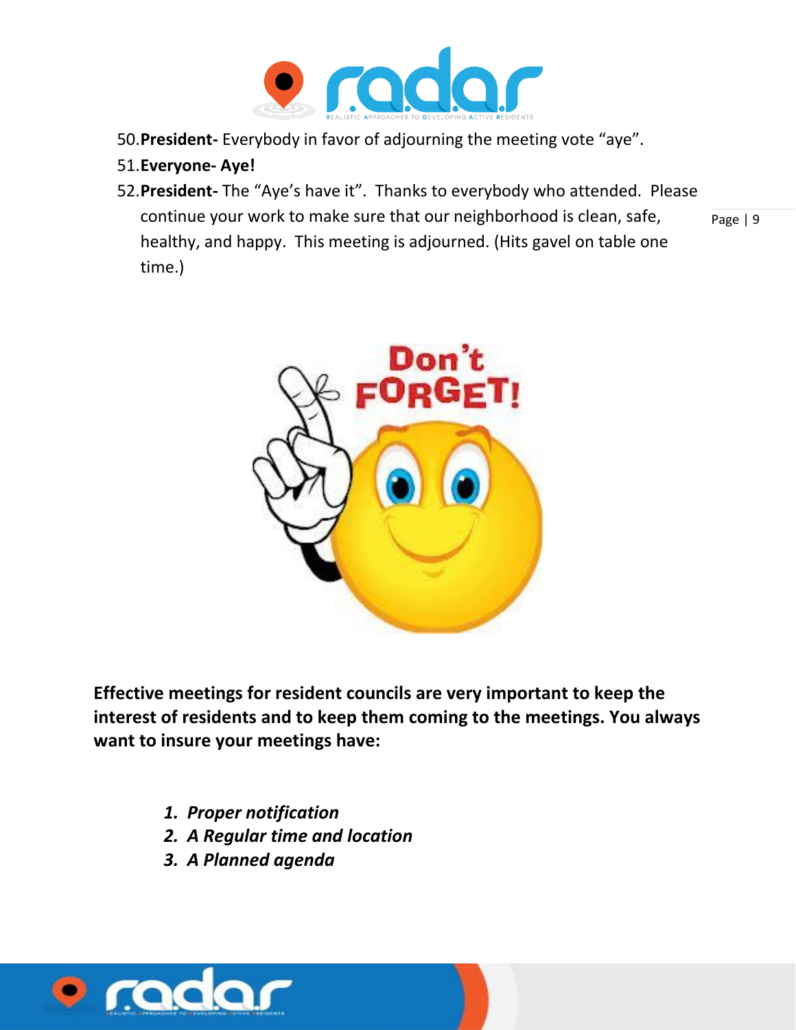50. **President-** Everybody in favor of adjourning the meeting vote "aye".
51. **Everyone- Aye!**
52. **President-** The "Aye's have it". Thanks to everybody who attended. Please continue your work to make sure that our neighborhood is clean, safe, healthy, and happy. This meeting is adjourned. (Hits gavel on table one time.)

**Effective meetings for resident councils are very important to keep the interest of residents and to keep them coming to the meetings. You always want to insure your meetings have:**

1. ***Proper notification***
2. ***A Regular time and location***
3. ***A Planned agenda***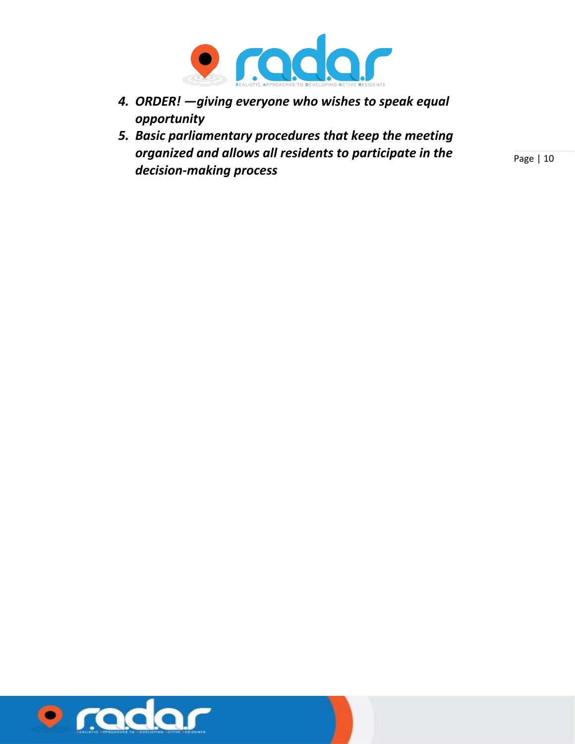4. ***ORDER! —giving everyone who wishes to speak equal opportunity***
5. ***Basic parliamentary procedures that keep the meeting organized and allows all residents to participate in the decision-making process***